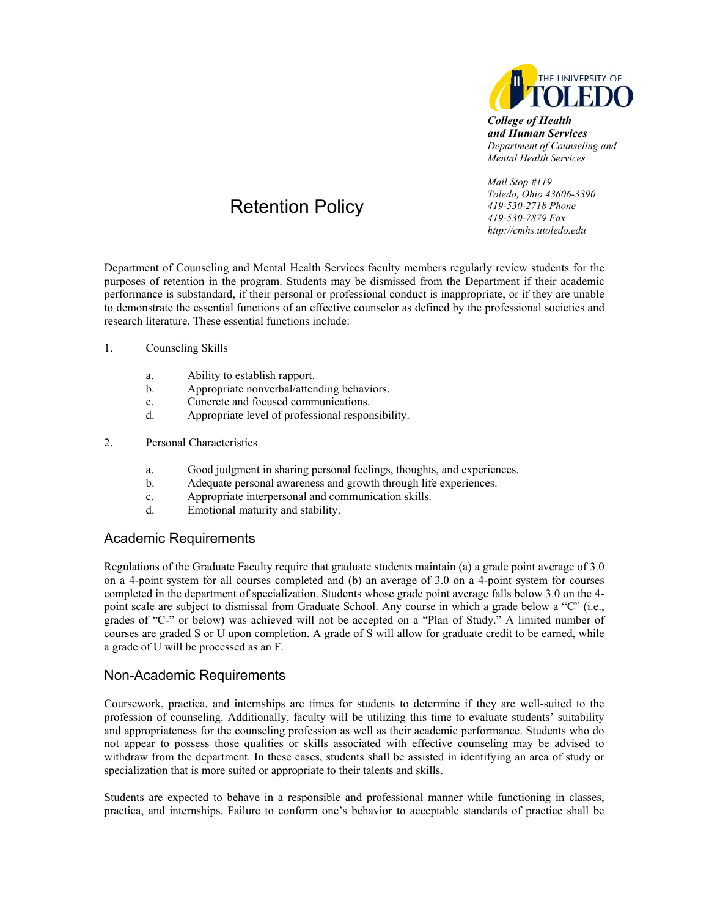THE UNIVERSITY OF TOLEDO

***College of Health and Human Services***
*Department of Counseling and Mental Health Services*

*Mail Stop #119*
*Toledo, Ohio 43606-3390*
*419-530-2718 Phone*
*419-530-7879 Fax*
*http://cmhs.utoledo.edu*

# Retention Policy

Department of Counseling and Mental Health Services faculty members regularly review students for the purposes of retention in the program. Students may be dismissed from the Department if their academic performance is substandard, if their personal or professional conduct is inappropriate, or if they are unable to demonstrate the essential functions of an effective counselor as defined by the professional societies and research literature. These essential functions include:

1. Counseling Skills
   a. Ability to establish rapport.
   b. Appropriate nonverbal/attending behaviors.
   c. Concrete and focused communications.
   d. Appropriate level of professional responsibility.

2. Personal Characteristics
   a. Good judgment in sharing personal feelings, thoughts, and experiences.
   b. Adequate personal awareness and growth through life experiences.
   c. Appropriate interpersonal and communication skills.
   d. Emotional maturity and stability.

## Academic Requirements

Regulations of the Graduate Faculty require that graduate students maintain (a) a grade point average of 3.0 on a 4-point system for all courses completed and (b) an average of 3.0 on a 4-point system for courses completed in the department of specialization. Students whose grade point average falls below 3.0 on the 4-point scale are subject to dismissal from Graduate School. Any course in which a grade below a "C" (i.e., grades of "C-" or below) was achieved will not be accepted on a "Plan of Study." A limited number of courses are graded S or U upon completion. A grade of S will allow for graduate credit to be earned, while a grade of U will be processed as an F.

## Non-Academic Requirements

Coursework, practica, and internships are times for students to determine if they are well-suited to the profession of counseling. Additionally, faculty will be utilizing this time to evaluate students' suitability and appropriateness for the counseling profession as well as their academic performance. Students who do not appear to possess those qualities or skills associated with effective counseling may be advised to withdraw from the department. In these cases, students shall be assisted in identifying an area of study or specialization that is more suited or appropriate to their talents and skills.

Students are expected to behave in a responsible and professional manner while functioning in classes, practica, and internships. Failure to conform one's behavior to acceptable standards of practice shall be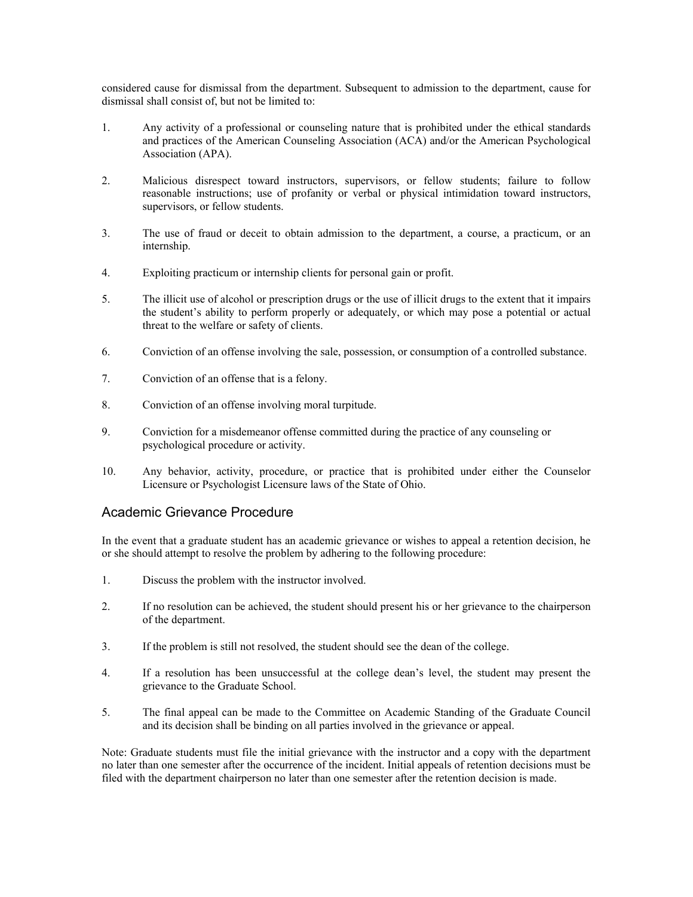considered cause for dismissal from the department. Subsequent to admission to the department, cause for dismissal shall consist of, but not be limited to:

1. Any activity of a professional or counseling nature that is prohibited under the ethical standards and practices of the American Counseling Association (ACA) and/or the American Psychological Association (APA).

2. Malicious disrespect toward instructors, supervisors, or fellow students; failure to follow reasonable instructions; use of profanity or verbal or physical intimidation toward instructors, supervisors, or fellow students.

3. The use of fraud or deceit to obtain admission to the department, a course, a practicum, or an internship.

4. Exploiting practicum or internship clients for personal gain or profit.

5. The illicit use of alcohol or prescription drugs or the use of illicit drugs to the extent that it impairs the student's ability to perform properly or adequately, or which may pose a potential or actual threat to the welfare or safety of clients.

6. Conviction of an offense involving the sale, possession, or consumption of a controlled substance.

7. Conviction of an offense that is a felony.

8. Conviction of an offense involving moral turpitude.

9. Conviction for a misdemeanor offense committed during the practice of any counseling or psychological procedure or activity.

10. Any behavior, activity, procedure, or practice that is prohibited under either the Counselor Licensure or Psychologist Licensure laws of the State of Ohio.

## Academic Grievance Procedure

In the event that a graduate student has an academic grievance or wishes to appeal a retention decision, he or she should attempt to resolve the problem by adhering to the following procedure:

1. Discuss the problem with the instructor involved.

2. If no resolution can be achieved, the student should present his or her grievance to the chairperson of the department.

3. If the problem is still not resolved, the student should see the dean of the college.

4. If a resolution has been unsuccessful at the college dean's level, the student may present the grievance to the Graduate School.

5. The final appeal can be made to the Committee on Academic Standing of the Graduate Council and its decision shall be binding on all parties involved in the grievance or appeal.

Note: Graduate students must file the initial grievance with the instructor and a copy with the department no later than one semester after the occurrence of the incident. Initial appeals of retention decisions must be filed with the department chairperson no later than one semester after the retention decision is made.